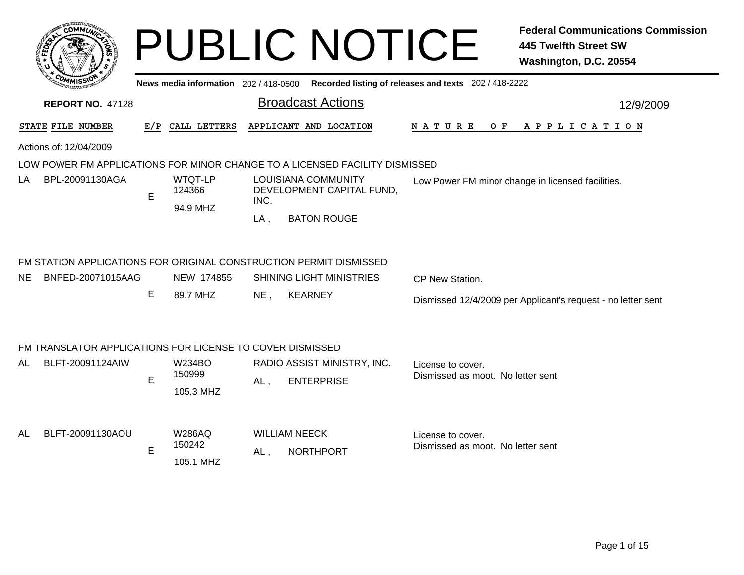# PUBLIC NOTICE

**Federal Communications Commission**
**445 Twelfth Street SW**
**Washington, D.C. 20554**

**News media information** 202 / 418-0500 **Recorded listing of releases and texts** 202 / 418-2222

**REPORT NO.** 47128

## Broadcast Actions

12/9/2009

Actions of: 12/04/2009

### LOW POWER FM APPLICATIONS FOR MINOR CHANGE TO A LICENSED FACILITY DISMISSED

| STATE | FILE NUMBER | E/P | CALL LETTERS | APPLICANT AND LOCATION | NATURE OF APPLICATION |
|---|---|---|---|---|---|
| LA | BPL-20091130AGA | E | WTQT-LP 124366 94.9 MHZ | LOUISIANA COMMUNITY DEVELOPMENT CAPITAL FUND, INC. LA , BATON ROUGE | Low Power FM minor change in licensed facilities. |

### FM STATION APPLICATIONS FOR ORIGINAL CONSTRUCTION PERMIT DISMISSED

| STATE | FILE NUMBER | E/P | CALL LETTERS | APPLICANT AND LOCATION | NATURE OF APPLICATION |
|---|---|---|---|---|---|
| NE | BNPED-20071015AAG | E | NEW 174855 89.7 MHZ | SHINING LIGHT MINISTRIES NE , KEARNEY | CP New Station. Dismissed 12/4/2009 per Applicant's request - no letter sent |

### FM TRANSLATOR APPLICATIONS FOR LICENSE TO COVER DISMISSED

| STATE | FILE NUMBER | E/P | CALL LETTERS | APPLICANT AND LOCATION | NATURE OF APPLICATION |
|---|---|---|---|---|---|
| AL | BLFT-20091124AIW | E | W234BO 150999 105.3 MHZ | RADIO ASSIST MINISTRY, INC. AL , ENTERPRISE | License to cover. Dismissed as moot. No letter sent |
| AL | BLFT-20091130AOU | E | W286AQ 150242 105.1 MHZ | WILLIAM NEECK AL , NORTHPORT | License to cover. Dismissed as moot. No letter sent |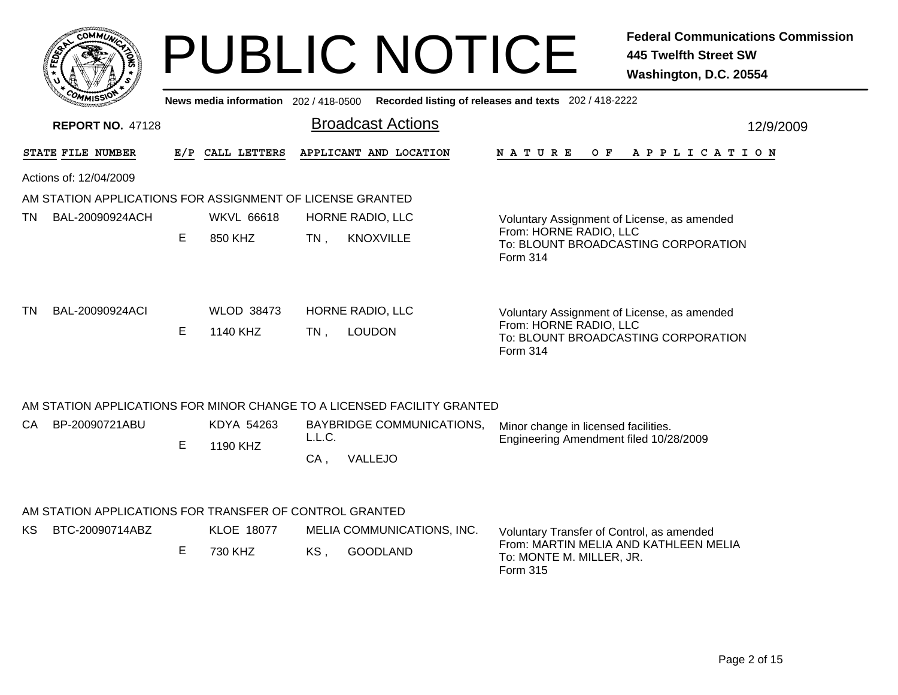# PUBLIC NOTICE

**Federal Communications Commission**
**445 Twelfth Street SW**
**Washington, D.C. 20554**

News media information 202 / 418-0500 Recorded listing of releases and texts 202 / 418-2222

**REPORT NO.** 47128

## Broadcast Actions

12/9/2009

| STATE | FILE NUMBER | E/P | CALL LETTERS | APPLICANT AND LOCATION | NATURE OF APPLICATION |
|---|---|---|---|---|---|

Actions of: 12/04/2009

### AM STATION APPLICATIONS FOR ASSIGNMENT OF LICENSE GRANTED

| STATE | FILE NUMBER | E/P | CALL LETTERS | APPLICANT AND LOCATION | NATURE OF APPLICATION |
|---|---|---|---|---|---|
| TN | BAL-20090924ACH | E | WKVL 66618<br>850 KHZ | HORNE RADIO, LLC<br>TN , KNOXVILLE | Voluntary Assignment of License, as amended<br>From: HORNE RADIO, LLC<br>To: BLOUNT BROADCASTING CORPORATION<br>Form 314 |
| TN | BAL-20090924ACI | E | WLOD 38473<br>1140 KHZ | HORNE RADIO, LLC<br>TN , LOUDON | Voluntary Assignment of License, as amended<br>From: HORNE RADIO, LLC<br>To: BLOUNT BROADCASTING CORPORATION<br>Form 314 |

### AM STATION APPLICATIONS FOR MINOR CHANGE TO A LICENSED FACILITY GRANTED

| STATE | FILE NUMBER | E/P | CALL LETTERS | APPLICANT AND LOCATION | NATURE OF APPLICATION |
|---|---|---|---|---|---|
| CA | BP-20090721ABU | E | KDYA 54263<br>1190 KHZ | BAYBRIDGE COMMUNICATIONS, L.L.C.<br>CA , VALLEJO | Minor change in licensed facilities.<br>Engineering Amendment filed 10/28/2009 |

### AM STATION APPLICATIONS FOR TRANSFER OF CONTROL GRANTED

| STATE | FILE NUMBER | E/P | CALL LETTERS | APPLICANT AND LOCATION | NATURE OF APPLICATION |
|---|---|---|---|---|---|
| KS | BTC-20090714ABZ | E | KLOE 18077<br>730 KHZ | MELIA COMMUNICATIONS, INC.<br>KS , GOODLAND | Voluntary Transfer of Control, as amended<br>From: MARTIN MELIA AND KATHLEEN MELIA<br>To: MONTE M. MILLER, JR.<br>Form 315 |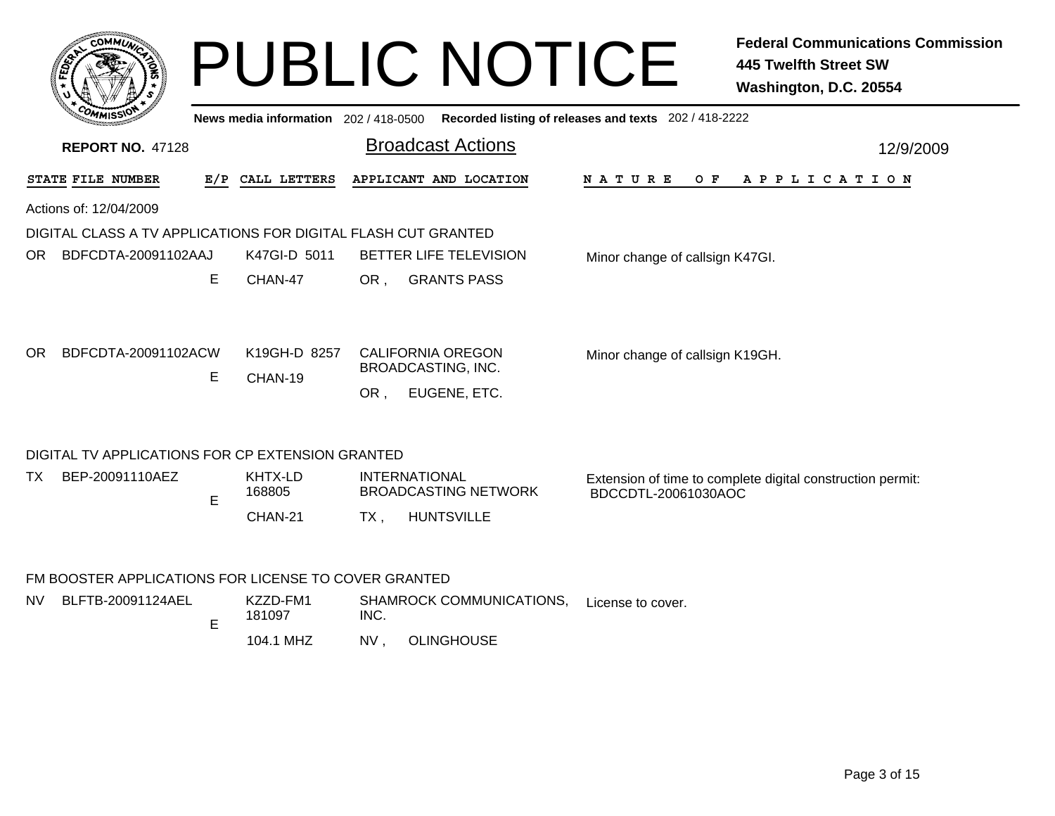# PUBLIC NOTICE

**Federal Communications Commission**
**445 Twelfth Street SW**
**Washington, D.C. 20554**

News media information 202 / 418-0500 Recorded listing of releases and texts 202 / 418-2222

**REPORT NO.** 47128

## Broadcast Actions

12/9/2009

| STATE | FILE NUMBER | E/P | CALL LETTERS | APPLICANT AND LOCATION | NATURE OF APPLICATION |
|---|---|---|---|---|---|

Actions of: 12/04/2009

### DIGITAL CLASS A TV APPLICATIONS FOR DIGITAL FLASH CUT GRANTED

| STATE | FILE NUMBER | E/P | CALL LETTERS | APPLICANT AND LOCATION | NATURE OF APPLICATION |
|---|---|---|---|---|---|
| OR | BDFCDTA-20091102AAJ | E | K47GI-D 5011 CHAN-47 | BETTER LIFE TELEVISION OR , GRANTS PASS | Minor change of callsign K47GI. |
| OR | BDFCDTA-20091102ACW | E | K19GH-D 8257 CHAN-19 | CALIFORNIA OREGON BROADCASTING, INC. OR , EUGENE, ETC. | Minor change of callsign K19GH. |

### DIGITAL TV APPLICATIONS FOR CP EXTENSION GRANTED

| STATE | FILE NUMBER | E/P | CALL LETTERS | APPLICANT AND LOCATION | NATURE OF APPLICATION |
|---|---|---|---|---|---|
| TX | BEP-20091110AEZ | E | KHTX-LD 168805 CHAN-21 | INTERNATIONAL BROADCASTING NETWORK TX , HUNTSVILLE | Extension of time to complete digital construction permit: BDCCDTL-20061030AOC |

### FM BOOSTER APPLICATIONS FOR LICENSE TO COVER GRANTED

| STATE | FILE NUMBER | E/P | CALL LETTERS | APPLICANT AND LOCATION | NATURE OF APPLICATION |
|---|---|---|---|---|---|
| NV | BLFTB-20091124AEL | E | KZZD-FM1 181097 104.1 MHZ | SHAMROCK COMMUNICATIONS, INC. NV , OLINGHOUSE | License to cover. |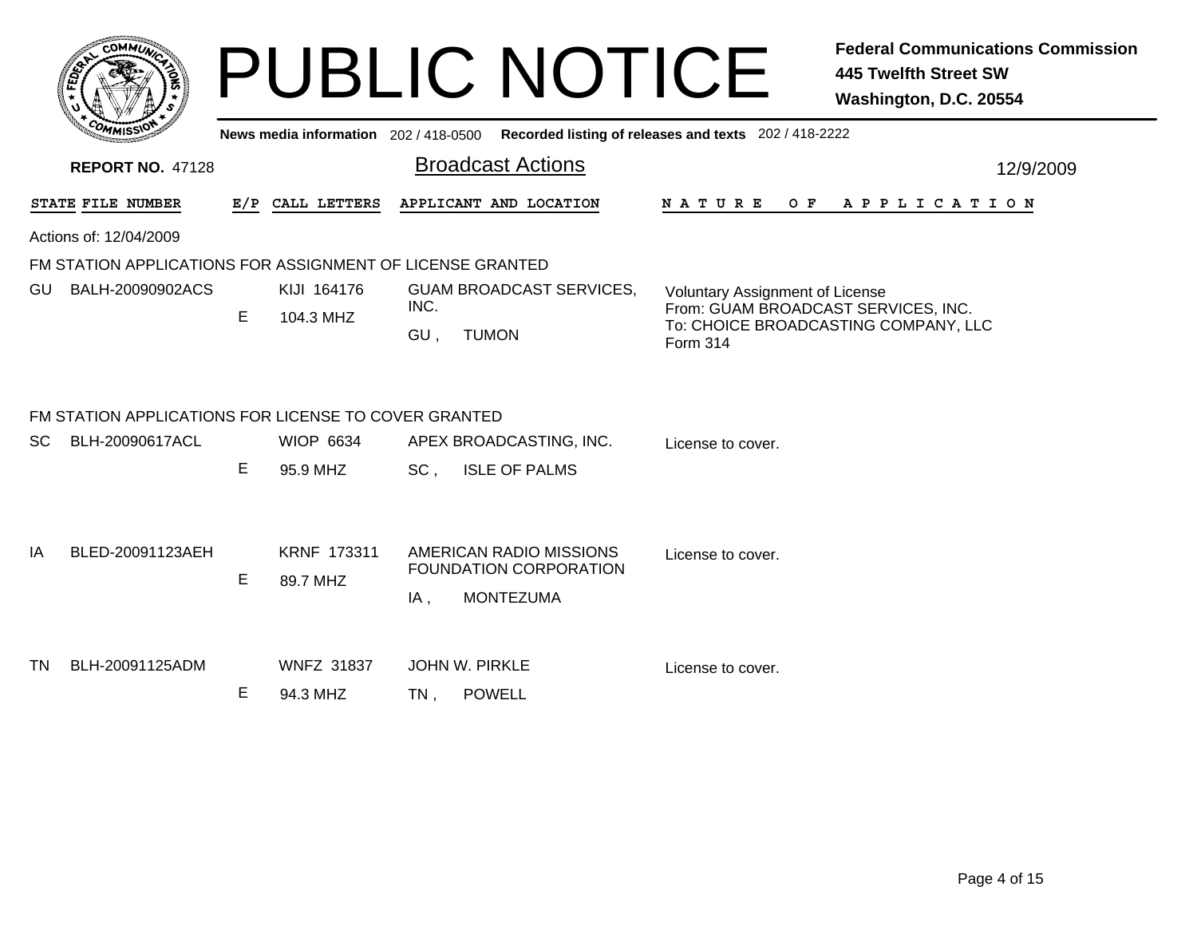# PUBLIC NOTICE

**Federal Communications Commission**
**445 Twelfth Street SW**
**Washington, D.C. 20554**

**News media information** 202 / 418-0500 **Recorded listing of releases and texts** 202 / 418-2222

**REPORT NO.** 47128

## Broadcast Actions

12/9/2009

Actions of: 12/04/2009

### FM STATION APPLICATIONS FOR ASSIGNMENT OF LICENSE GRANTED

| STATE | FILE NUMBER | E/P | CALL LETTERS | APPLICANT AND LOCATION | NATURE OF APPLICATION |
|---|---|---|---|---|---|
| GU | BALH-20090902ACS | E | KIJI 164176<br>104.3 MHZ | GUAM BROADCAST SERVICES, INC.<br>GU , TUMON | Voluntary Assignment of License<br>From: GUAM BROADCAST SERVICES, INC.<br>To: CHOICE BROADCASTING COMPANY, LLC<br>Form 314 |

### FM STATION APPLICATIONS FOR LICENSE TO COVER GRANTED

| STATE | FILE NUMBER | E/P | CALL LETTERS | APPLICANT AND LOCATION | NATURE OF APPLICATION |
|---|---|---|---|---|---|
| SC | BLH-20090617ACL | E | WIOP 6634<br>95.9 MHZ | APEX BROADCASTING, INC.<br>SC , ISLE OF PALMS | License to cover. |
| IA | BLED-20091123AEH | E | KRNF 173311<br>89.7 MHZ | AMERICAN RADIO MISSIONS FOUNDATION CORPORATION<br>IA , MONTEZUMA | License to cover. |
| TN | BLH-20091125ADM | E | WNFZ 31837<br>94.3 MHZ | JOHN W. PIRKLE<br>TN , POWELL | License to cover. |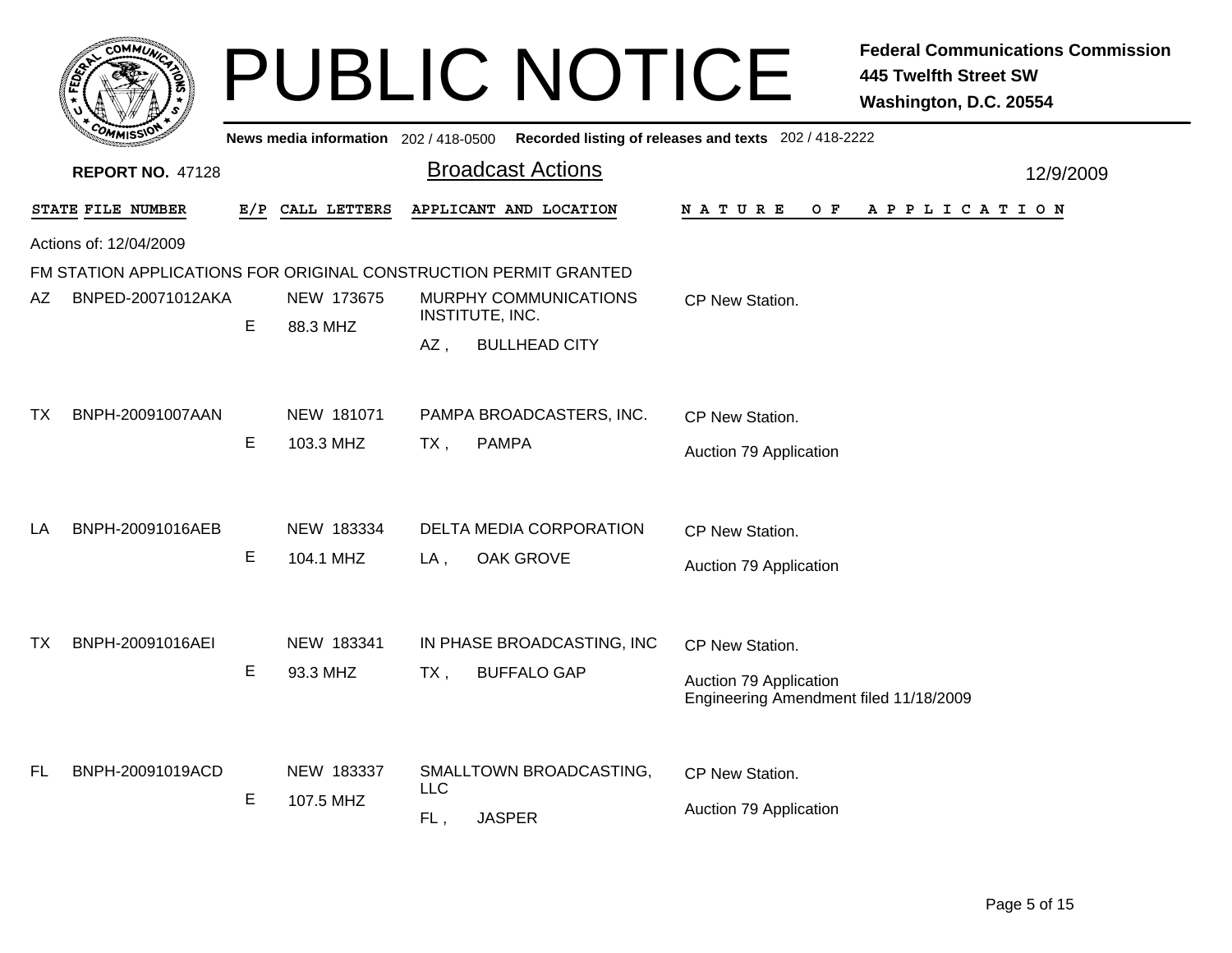# PUBLIC NOTICE

**Federal Communications Commission**
**445 Twelfth Street SW**
**Washington, D.C. 20554**

News media information 202 / 418-0500 Recorded listing of releases and texts 202 / 418-2222

**REPORT NO.** 47128

## Broadcast Actions

12/9/2009

Actions of: 12/04/2009

FM STATION APPLICATIONS FOR ORIGINAL CONSTRUCTION PERMIT GRANTED

| STATE | FILE NUMBER | E/P | CALL LETTERS | APPLICANT AND LOCATION | NATURE OF APPLICATION |
|---|---|---|---|---|---|
| AZ | BNPED-20071012AKA | E | NEW 173675<br>88.3 MHZ | MURPHY COMMUNICATIONS INSTITUTE, INC.<br>AZ , BULLHEAD CITY | CP New Station. |
| TX | BNPH-20091007AAN | E | NEW 181071<br>103.3 MHZ | PAMPA BROADCASTERS, INC.<br>TX , PAMPA | CP New Station.<br>Auction 79 Application |
| LA | BNPH-20091016AEB | E | NEW 183334<br>104.1 MHZ | DELTA MEDIA CORPORATION<br>LA , OAK GROVE | CP New Station.<br>Auction 79 Application |
| TX | BNPH-20091016AEI | E | NEW 183341<br>93.3 MHZ | IN PHASE BROADCASTING, INC<br>TX , BUFFALO GAP | CP New Station.<br>Auction 79 Application<br>Engineering Amendment filed 11/18/2009 |
| FL | BNPH-20091019ACD | E | NEW 183337<br>107.5 MHZ | SMALLTOWN BROADCASTING, LLC<br>FL , JASPER | CP New Station.<br>Auction 79 Application |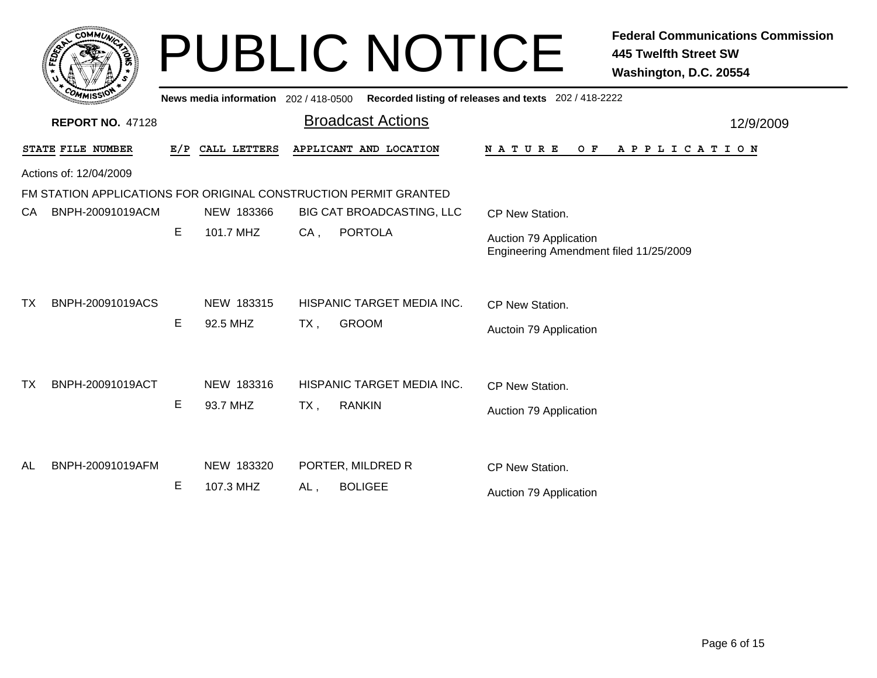# PUBLIC NOTICE

**Federal Communications Commission**
**445 Twelfth Street SW**
**Washington, D.C. 20554**

**News media information** 202 / 418-0500 **Recorded listing of releases and texts** 202 / 418-2222

**REPORT NO.** 47128

## Broadcast Actions

12/9/2009

Actions of: 12/04/2009

FM STATION APPLICATIONS FOR ORIGINAL CONSTRUCTION PERMIT GRANTED

| STATE | FILE NUMBER | E/P | CALL LETTERS | APPLICANT AND LOCATION | NATURE OF APPLICATION |
|---|---|---|---|---|---|
| CA | BNPH-20091019ACM | E | NEW 183366<br>101.7 MHZ | BIG CAT BROADCASTING, LLC<br>CA , PORTOLA | CP New Station.<br>Auction 79 Application<br>Engineering Amendment filed 11/25/2009 |
| TX | BNPH-20091019ACS | E | NEW 183315<br>92.5 MHZ | HISPANIC TARGET MEDIA INC.<br>TX , GROOM | CP New Station.<br>Auctoin 79 Application |
| TX | BNPH-20091019ACT | E | NEW 183316<br>93.7 MHZ | HISPANIC TARGET MEDIA INC.<br>TX , RANKIN | CP New Station.<br>Auction 79 Application |
| AL | BNPH-20091019AFM | E | NEW 183320<br>107.3 MHZ | PORTER, MILDRED R<br>AL , BOLIGEE | CP New Station.<br>Auction 79 Application |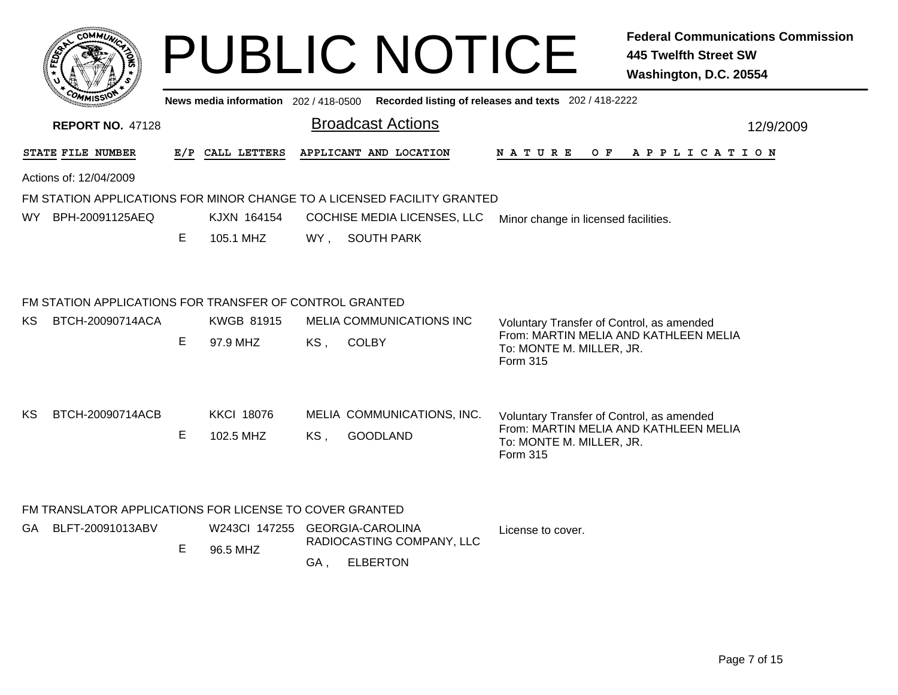# PUBLIC NOTICE

**Federal Communications Commission**
**445 Twelfth Street SW**
**Washington, D.C. 20554**

News media information 202 / 418-0500 Recorded listing of releases and texts 202 / 418-2222

**REPORT NO.** 47128

## Broadcast Actions

12/9/2009

| STATE | FILE NUMBER | E/P | CALL LETTERS | APPLICANT AND LOCATION | NATURE OF APPLICATION |
|---|---|---|---|---|---|

Actions of: 12/04/2009

### FM STATION APPLICATIONS FOR MINOR CHANGE TO A LICENSED FACILITY GRANTED

| STATE | FILE NUMBER | E/P | CALL LETTERS | APPLICANT AND LOCATION | NATURE OF APPLICATION |
|---|---|---|---|---|---|
| WY | BPH-20091125AEQ | E | KJXN 164154<br>105.1 MHZ | COCHISE MEDIA LICENSES, LLC<br>WY , SOUTH PARK | Minor change in licensed facilities. |

### FM STATION APPLICATIONS FOR TRANSFER OF CONTROL GRANTED

| STATE | FILE NUMBER | E/P | CALL LETTERS | APPLICANT AND LOCATION | NATURE OF APPLICATION |
|---|---|---|---|---|---|
| KS | BTCH-20090714ACA | E | KWGB 81915<br>97.9 MHZ | MELIA COMMUNICATIONS INC<br>KS , COLBY | Voluntary Transfer of Control, as amended<br>From: MARTIN MELIA AND KATHLEEN MELIA<br>To: MONTE M. MILLER, JR.<br>Form 315 |
| KS | BTCH-20090714ACB | E | KKCI 18076<br>102.5 MHZ | MELIA COMMUNICATIONS, INC.<br>KS , GOODLAND | Voluntary Transfer of Control, as amended<br>From: MARTIN MELIA AND KATHLEEN MELIA<br>To: MONTE M. MILLER, JR.<br>Form 315 |

### FM TRANSLATOR APPLICATIONS FOR LICENSE TO COVER GRANTED

| STATE | FILE NUMBER | E/P | CALL LETTERS | APPLICANT AND LOCATION | NATURE OF APPLICATION |
|---|---|---|---|---|---|
| GA | BLFT-20091013ABV | E | W243CI 147255<br>96.5 MHZ | GEORGIA-CAROLINA RADIOCASTING COMPANY, LLC<br>GA , ELBERTON | License to cover. |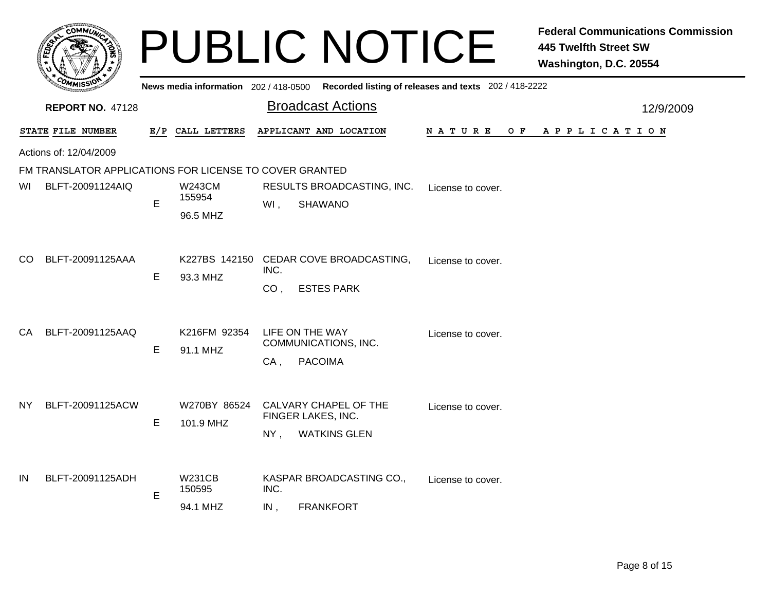# PUBLIC NOTICE

**Federal Communications Commission**
**445 Twelfth Street SW**
**Washington, D.C. 20554**

News media information 202 / 418-0500 Recorded listing of releases and texts 202 / 418-2222

**REPORT NO.** 47128

## Broadcast Actions

12/9/2009

Actions of: 12/04/2009

### FM TRANSLATOR APPLICATIONS FOR LICENSE TO COVER GRANTED

| STATE | FILE NUMBER | E/P | CALL LETTERS | APPLICANT AND LOCATION | NATURE OF APPLICATION |
|---|---|---|---|---|---|
| WI | BLFT-20091124AIQ | E | W243CM 155954 96.5 MHZ | RESULTS BROADCASTING, INC. WI , SHAWANO | License to cover. |
| CO | BLFT-20091125AAA | E | K227BS 142150 93.3 MHZ | CEDAR COVE BROADCASTING, INC. CO , ESTES PARK | License to cover. |
| CA | BLFT-20091125AAQ | E | K216FM 92354 91.1 MHZ | LIFE ON THE WAY COMMUNICATIONS, INC. CA , PACOIMA | License to cover. |
| NY | BLFT-20091125ACW | E | W270BY 86524 101.9 MHZ | CALVARY CHAPEL OF THE FINGER LAKES, INC. NY , WATKINS GLEN | License to cover. |
| IN | BLFT-20091125ADH | E | W231CB 150595 94.1 MHZ | KASPAR BROADCASTING CO., INC. IN , FRANKFORT | License to cover. |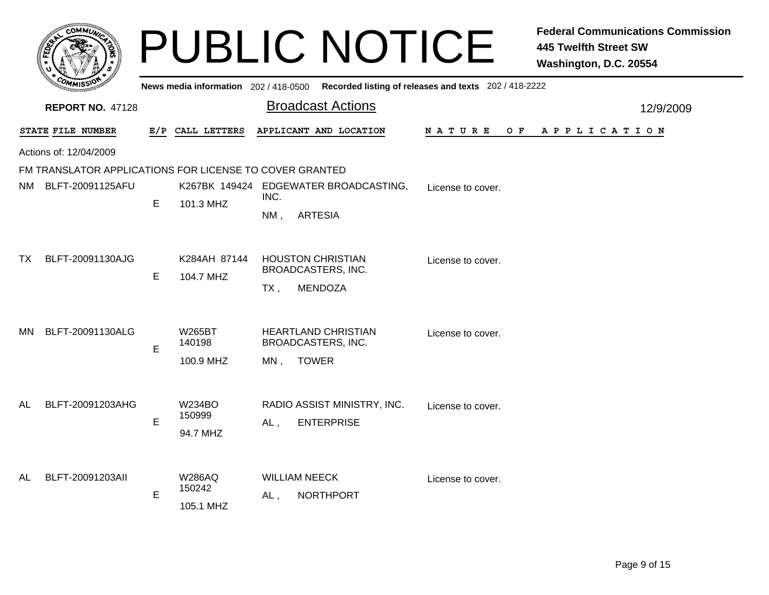# PUBLIC NOTICE

**Federal Communications Commission**
**445 Twelfth Street SW**
**Washington, D.C. 20554**

News media information 202 / 418-0500 Recorded listing of releases and texts 202 / 418-2222

**REPORT NO.** 47128

## Broadcast Actions

12/9/2009

Actions of: 12/04/2009

FM TRANSLATOR APPLICATIONS FOR LICENSE TO COVER GRANTED

| STATE | FILE NUMBER | E/P | CALL LETTERS | APPLICANT AND LOCATION | NATURE OF APPLICATION |
|---|---|---|---|---|---|
| NM | BLFT-20091125AFU | E | K267BK 149424<br>101.3 MHZ | EDGEWATER BROADCASTING, INC.<br>NM , ARTESIA | License to cover. |
| TX | BLFT-20091130AJG | E | K284AH 87144<br>104.7 MHZ | HOUSTON CHRISTIAN BROADCASTERS, INC.<br>TX , MENDOZA | License to cover. |
| MN | BLFT-20091130ALG | E | W265BT 140198<br>100.9 MHZ | HEARTLAND CHRISTIAN BROADCASTERS, INC.<br>MN , TOWER | License to cover. |
| AL | BLFT-20091203AHG | E | W234BO 150999<br>94.7 MHZ | RADIO ASSIST MINISTRY, INC.<br>AL , ENTERPRISE | License to cover. |
| AL | BLFT-20091203AII | E | W286AQ 150242<br>105.1 MHZ | WILLIAM NEECK<br>AL , NORTHPORT | License to cover. |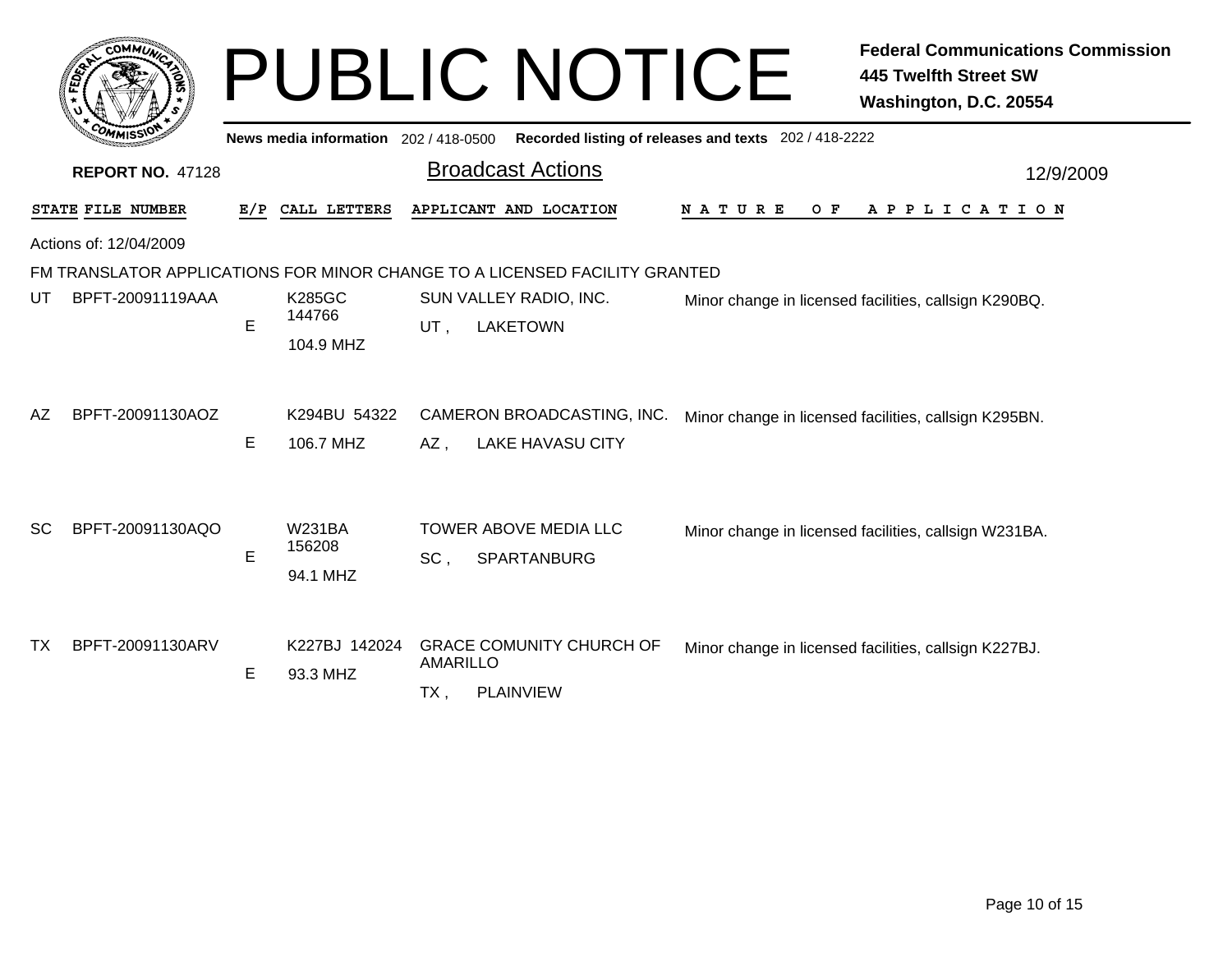# PUBLIC NOTICE

**Federal Communications Commission**
**445 Twelfth Street SW**
**Washington, D.C. 20554**

**News media information** 202 / 418-0500 **Recorded listing of releases and texts** 202 / 418-2222

**REPORT NO.** 47128

## Broadcast Actions

12/9/2009

Actions of: 12/04/2009

FM TRANSLATOR APPLICATIONS FOR MINOR CHANGE TO A LICENSED FACILITY GRANTED

| STATE | FILE NUMBER | E/P | CALL LETTERS | APPLICANT AND LOCATION | NATURE OF APPLICATION |
|---|---|---|---|---|---|
| UT | BPFT-20091119AAA | E | K285GC 144766 104.9 MHZ | SUN VALLEY RADIO, INC. UT , LAKETOWN | Minor change in licensed facilities, callsign K290BQ. |
| AZ | BPFT-20091130AOZ | E | K294BU 54322 106.7 MHZ | CAMERON BROADCASTING, INC. AZ , LAKE HAVASU CITY | Minor change in licensed facilities, callsign K295BN. |
| SC | BPFT-20091130AQO | E | W231BA 156208 94.1 MHZ | TOWER ABOVE MEDIA LLC SC , SPARTANBURG | Minor change in licensed facilities, callsign W231BA. |
| TX | BPFT-20091130ARV | E | K227BJ 142024 93.3 MHZ | GRACE COMUNITY CHURCH OF AMARILLO TX , PLAINVIEW | Minor change in licensed facilities, callsign K227BJ. |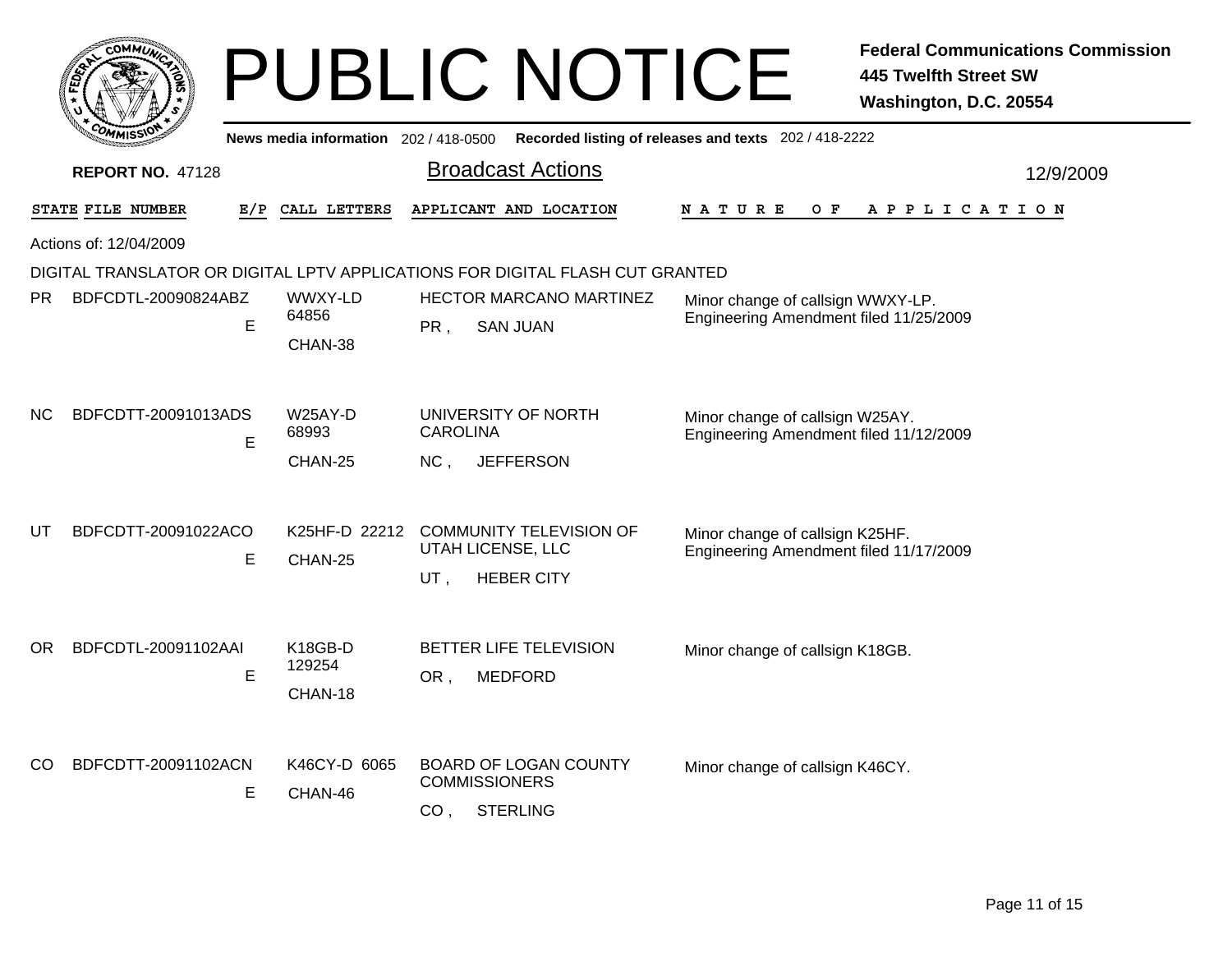# PUBLIC NOTICE

**Federal Communications Commission**
**445 Twelfth Street SW**
**Washington, D.C. 20554**

News media information 202 / 418-0500 Recorded listing of releases and texts 202 / 418-2222

**REPORT NO.** 47128

## Broadcast Actions

12/9/2009

Actions of: 12/04/2009

DIGITAL TRANSLATOR OR DIGITAL LPTV APPLICATIONS FOR DIGITAL FLASH CUT GRANTED

| STATE | FILE NUMBER | E/P | CALL LETTERS | APPLICANT AND LOCATION | NATURE OF APPLICATION |
|---|---|---|---|---|---|
| PR | BDFCDTL-20090824ABZ | E | WWXY-LD 64856 CHAN-38 | HECTOR MARCANO MARTINEZ PR , SAN JUAN | Minor change of callsign WWXY-LP. Engineering Amendment filed 11/25/2009 |
| NC | BDFCDTT-20091013ADS | E | W25AY-D 68993 CHAN-25 | UNIVERSITY OF NORTH CAROLINA NC , JEFFERSON | Minor change of callsign W25AY. Engineering Amendment filed 11/12/2009 |
| UT | BDFCDTT-20091022ACO | E | K25HF-D 22212 CHAN-25 | COMMUNITY TELEVISION OF UTAH LICENSE, LLC UT , HEBER CITY | Minor change of callsign K25HF. Engineering Amendment filed 11/17/2009 |
| OR | BDFCDTL-20091102AAI | E | K18GB-D 129254 CHAN-18 | BETTER LIFE TELEVISION OR , MEDFORD | Minor change of callsign K18GB. |
| CO | BDFCDTT-20091102ACN | E | K46CY-D 6065 CHAN-46 | BOARD OF LOGAN COUNTY COMMISSIONERS CO , STERLING | Minor change of callsign K46CY. |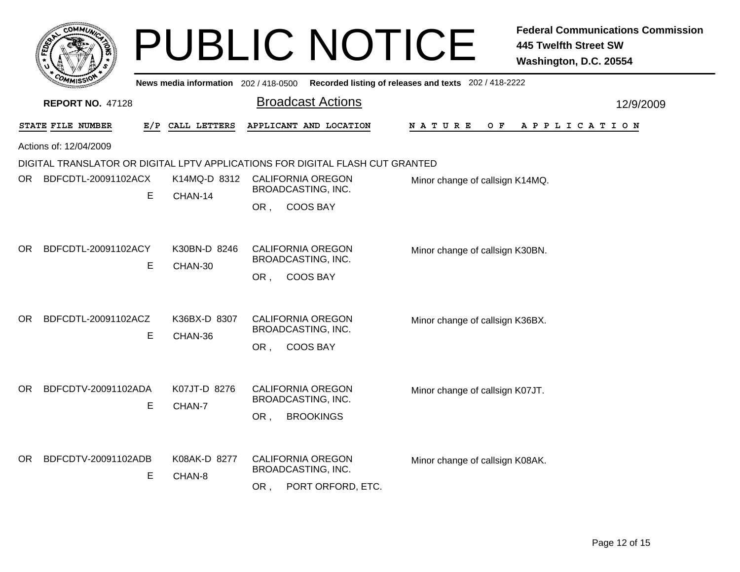# PUBLIC NOTICE

**Federal Communications Commission**
**445 Twelfth Street SW**
**Washington, D.C. 20554**

News media information 202 / 418-0500 Recorded listing of releases and texts 202 / 418-2222

**REPORT NO. 47128**

## Broadcast Actions

12/9/2009

Actions of: 12/04/2009

DIGITAL TRANSLATOR OR DIGITAL LPTV APPLICATIONS FOR DIGITAL FLASH CUT GRANTED

| STATE | FILE NUMBER | E/P | CALL LETTERS | APPLICANT AND LOCATION | NATURE OF APPLICATION |
|---|---|---|---|---|---|
| OR | BDFCDTL-20091102ACX | E | K14MQ-D 8312 CHAN-14 | CALIFORNIA OREGON BROADCASTING, INC. OR , COOS BAY | Minor change of callsign K14MQ. |
| OR | BDFCDTL-20091102ACY | E | K30BN-D 8246 CHAN-30 | CALIFORNIA OREGON BROADCASTING, INC. OR , COOS BAY | Minor change of callsign K30BN. |
| OR | BDFCDTL-20091102ACZ | E | K36BX-D 8307 CHAN-36 | CALIFORNIA OREGON BROADCASTING, INC. OR , COOS BAY | Minor change of callsign K36BX. |
| OR | BDFCDTV-20091102ADA | E | K07JT-D 8276 CHAN-7 | CALIFORNIA OREGON BROADCASTING, INC. OR , BROOKINGS | Minor change of callsign K07JT. |
| OR | BDFCDTV-20091102ADB | E | K08AK-D 8277 CHAN-8 | CALIFORNIA OREGON BROADCASTING, INC. OR , PORT ORFORD, ETC. | Minor change of callsign K08AK. |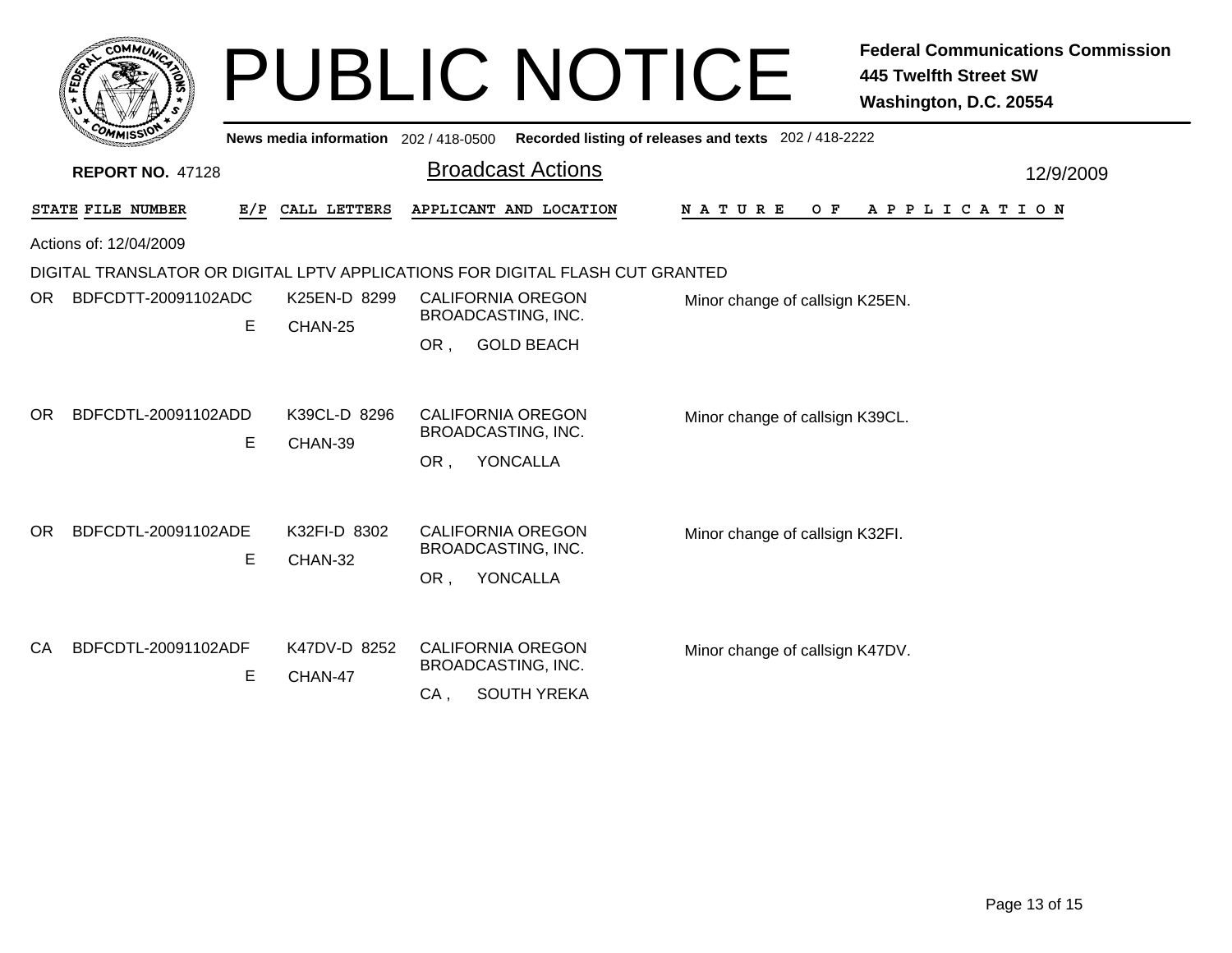# PUBLIC NOTICE

**Federal Communications Commission**
**445 Twelfth Street SW**
**Washington, D.C. 20554**

News media information 202 / 418-0500 Recorded listing of releases and texts 202 / 418-2222

**REPORT NO.** 47128

## Broadcast Actions

12/9/2009

Actions of: 12/04/2009

DIGITAL TRANSLATOR OR DIGITAL LPTV APPLICATIONS FOR DIGITAL FLASH CUT GRANTED

| STATE | FILE NUMBER | E/P | CALL LETTERS | APPLICANT AND LOCATION | NATURE OF APPLICATION |
|---|---|---|---|---|---|
| OR | BDFCDTT-20091102ADC | E | K25EN-D 8299 CHAN-25 | CALIFORNIA OREGON BROADCASTING, INC. OR , GOLD BEACH | Minor change of callsign K25EN. |
| OR | BDFCDTL-20091102ADD | E | K39CL-D 8296 CHAN-39 | CALIFORNIA OREGON BROADCASTING, INC. OR , YONCALLA | Minor change of callsign K39CL. |
| OR | BDFCDTL-20091102ADE | E | K32FI-D 8302 CHAN-32 | CALIFORNIA OREGON BROADCASTING, INC. OR , YONCALLA | Minor change of callsign K32FI. |
| CA | BDFCDTL-20091102ADF | E | K47DV-D 8252 CHAN-47 | CALIFORNIA OREGON BROADCASTING, INC. CA , SOUTH YREKA | Minor change of callsign K47DV. |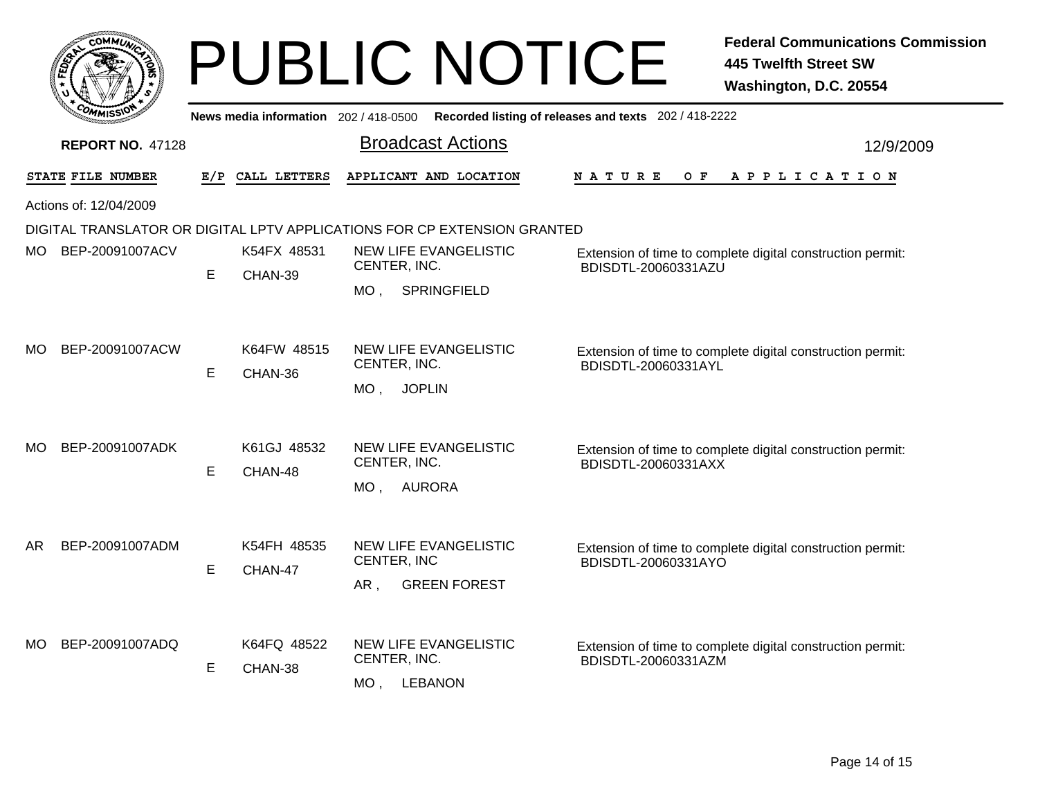# PUBLIC NOTICE

**Federal Communications Commission**
**445 Twelfth Street SW**
**Washington, D.C. 20554**

News media information 202 / 418-0500 Recorded listing of releases and texts 202 / 418-2222

**REPORT NO. 47128**

## Broadcast Actions

12/9/2009

Actions of: 12/04/2009

DIGITAL TRANSLATOR OR DIGITAL LPTV APPLICATIONS FOR CP EXTENSION GRANTED

| STATE | FILE NUMBER | E/P | CALL LETTERS | APPLICANT AND LOCATION | NATURE OF APPLICATION |
|---|---|---|---|---|---|
| MO | BEP-20091007ACV | E | K54FX 48531 CHAN-39 | NEW LIFE EVANGELISTIC CENTER, INC. MO , SPRINGFIELD | Extension of time to complete digital construction permit: BDISDTL-20060331AZU |
| MO | BEP-20091007ACW | E | K64FW 48515 CHAN-36 | NEW LIFE EVANGELISTIC CENTER, INC. MO , JOPLIN | Extension of time to complete digital construction permit: BDISDTL-20060331AYL |
| MO | BEP-20091007ADK | E | K61GJ 48532 CHAN-48 | NEW LIFE EVANGELISTIC CENTER, INC. MO , AURORA | Extension of time to complete digital construction permit: BDISDTL-20060331AXX |
| AR | BEP-20091007ADM | E | K54FH 48535 CHAN-47 | NEW LIFE EVANGELISTIC CENTER, INC AR , GREEN FOREST | Extension of time to complete digital construction permit: BDISDTL-20060331AYO |
| MO | BEP-20091007ADQ | E | K64FQ 48522 CHAN-38 | NEW LIFE EVANGELISTIC CENTER, INC. MO , LEBANON | Extension of time to complete digital construction permit: BDISDTL-20060331AZM |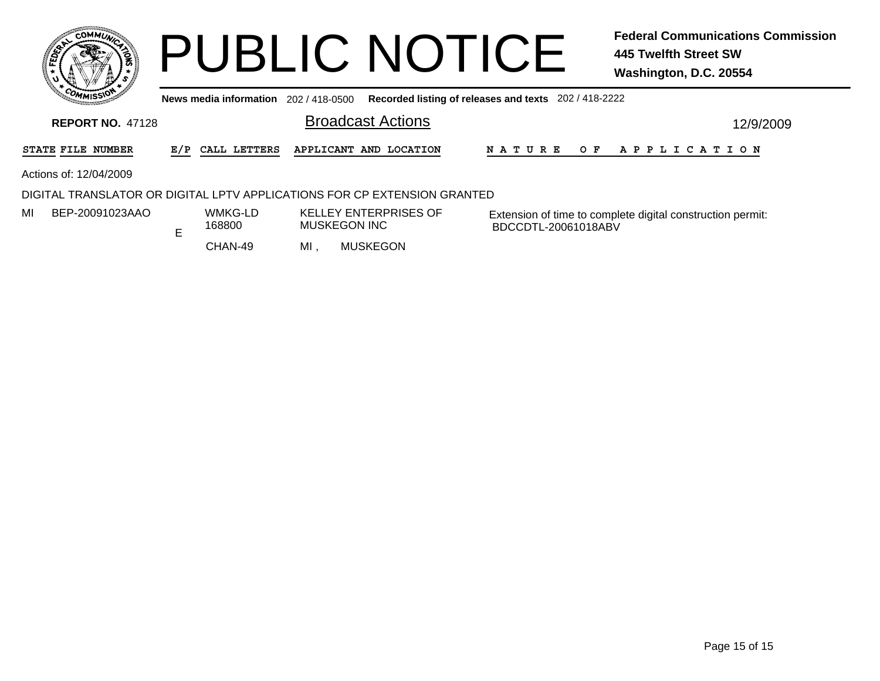# PUBLIC NOTICE

**Federal Communications Commission**
**445 Twelfth Street SW**
**Washington, D.C. 20554**

**News media information** 202 / 418-0500 **Recorded listing of releases and texts** 202 / 418-2222

**REPORT NO.** 47128

## Broadcast Actions

12/9/2009

| STATE | FILE NUMBER | E/P | CALL LETTERS | APPLICANT AND LOCATION | NATURE OF APPLICATION |
|---|---|---|---|---|---|

Actions of: 12/04/2009

DIGITAL TRANSLATOR OR DIGITAL LPTV APPLICATIONS FOR CP EXTENSION GRANTED

| STATE | FILE NUMBER | E/P | CALL LETTERS | APPLICANT AND LOCATION | NATURE OF APPLICATION |
|---|---|---|---|---|---|
| MI | BEP-20091023AAO | E | WMKG-LD 168800 CHAN-49 | KELLEY ENTERPRISES OF MUSKEGON INC MI , MUSKEGON | Extension of time to complete digital construction permit: BDCCDTL-20061018ABV |